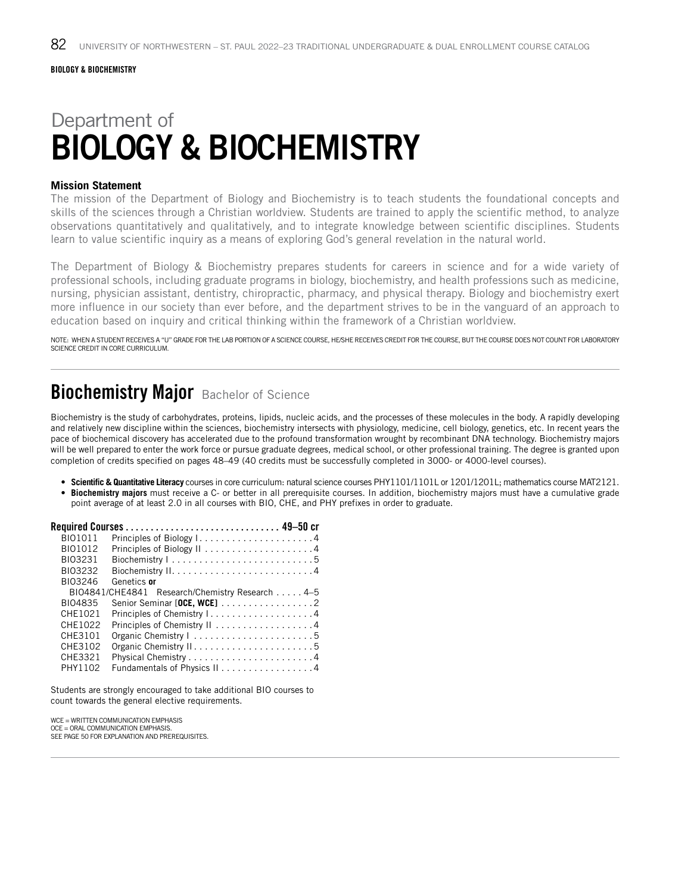**BIOLOGY & BIOCHEMISTRY**

Department of
# BIOLOGY & BIOCHEMISTRY

**Mission Statement**

The mission of the Department of Biology and Biochemistry is to teach students the foundational concepts and skills of the sciences through a Christian worldview. Students are trained to apply the scientific method, to analyze observations quantitatively and qualitatively, and to integrate knowledge between scientific disciplines. Students learn to value scientific inquiry as a means of exploring God's general revelation in the natural world.

The Department of Biology & Biochemistry prepares students for careers in science and for a wide variety of professional schools, including graduate programs in biology, biochemistry, and health professions such as medicine, nursing, physician assistant, dentistry, chiropractic, pharmacy, and physical therapy. Biology and biochemistry exert more influence in our society than ever before, and the department strives to be in the vanguard of an approach to education based on inquiry and critical thinking within the framework of a Christian worldview.

NOTE: WHEN A STUDENT RECEIVES A "U" GRADE FOR THE LAB PORTION OF A SCIENCE COURSE, HE/SHE RECEIVES CREDIT FOR THE COURSE, BUT THE COURSE DOES NOT COUNT FOR LABORATORY SCIENCE CREDIT IN CORE CURRICULUM.

## Biochemistry Major Bachelor of Science

Biochemistry is the study of carbohydrates, proteins, lipids, nucleic acids, and the processes of these molecules in the body. A rapidly developing and relatively new discipline within the sciences, biochemistry intersects with physiology, medicine, cell biology, genetics, etc. In recent years the pace of biochemical discovery has accelerated due to the profound transformation wrought by recombinant DNA technology. Biochemistry majors will be well prepared to enter the work force or pursue graduate degrees, medical school, or other professional training. The degree is granted upon completion of credits specified on pages 48–49 (40 credits must be successfully completed in 3000- or 4000-level courses).

- **Scientific & Quantitative Literacy** courses in core curriculum: natural science courses PHY1101/1101L or 1201/1201L; mathematics course MAT2121.
- **Biochemistry majors** must receive a C- or better in all prerequisite courses. In addition, biochemistry majors must have a cumulative grade point average of at least 2.0 in all courses with BIO, CHE, and PHY prefixes in order to graduate.

**Required Courses . . . . . . . . . . . . . . . . . . . . . . . . . . . . . . 49–50 cr**

| Course | Title | Credits |
|---|---|---|
| BIO1011 | Principles of Biology I | 4 |
| BIO1012 | Principles of Biology II | 4 |
| BIO3231 | Biochemistry I | 5 |
| BIO3232 | Biochemistry II | 4 |
| BIO3246 | Genetics **or** | |
| BIO4841/CHE4841 | Research/Chemistry Research | 4–5 |
| BIO4835 | Senior Seminar [**OCE, WCE**] | 2 |
| CHE1021 | Principles of Chemistry I | 4 |
| CHE1022 | Principles of Chemistry II | 4 |
| CHE3101 | Organic Chemistry I | 5 |
| CHE3102 | Organic Chemistry II | 5 |
| CHE3321 | Physical Chemistry | 4 |
| PHY1102 | Fundamentals of Physics II | 4 |

Students are strongly encouraged to take additional BIO courses to count towards the general elective requirements.

WCE = WRITTEN COMMUNICATION EMPHASIS
OCE = ORAL COMMUNICATION EMPHASIS.
SEE PAGE 50 FOR EXPLANATION AND PREREQUISITES.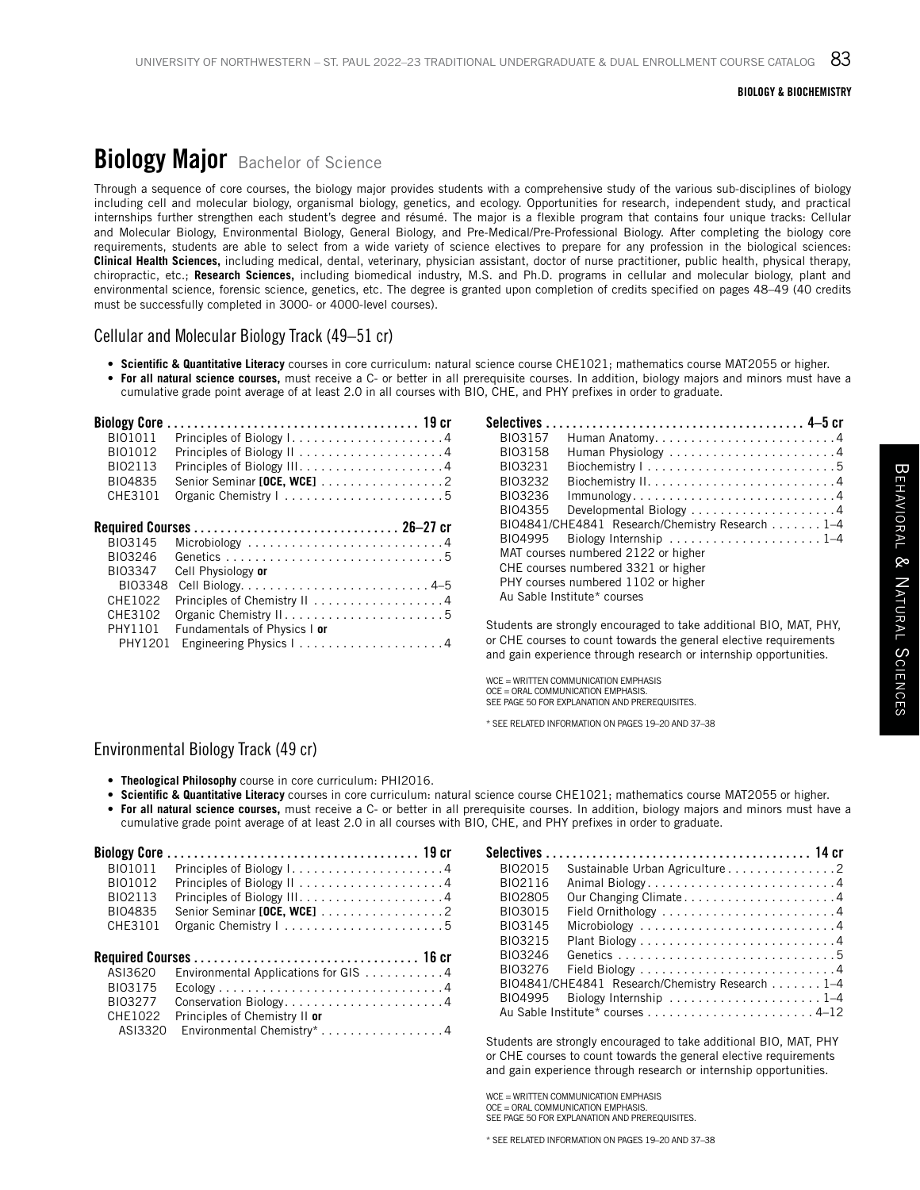# Biology Major Bachelor of Science

Through a sequence of core courses, the biology major provides students with a comprehensive study of the various sub-disciplines of biology including cell and molecular biology, organismal biology, genetics, and ecology. Opportunities for research, independent study, and practical internships further strengthen each student's degree and résumé. The major is a flexible program that contains four unique tracks: Cellular and Molecular Biology, Environmental Biology, General Biology, and Pre-Medical/Pre-Professional Biology. After completing the biology core requirements, students are able to select from a wide variety of science electives to prepare for any profession in the biological sciences: **Clinical Health Sciences,** including medical, dental, veterinary, physician assistant, doctor of nurse practitioner, public health, physical therapy, chiropractic, etc.; **Research Sciences,** including biomedical industry, M.S. and Ph.D. programs in cellular and molecular biology, plant and environmental science, forensic science, genetics, etc. The degree is granted upon completion of credits specified on pages 48–49 (40 credits must be successfully completed in 3000- or 4000-level courses).

## Cellular and Molecular Biology Track (49–51 cr)

- **Scientific & Quantitative Literacy** courses in core curriculum: natural science course CHE1021; mathematics course MAT2055 or higher.
- **For all natural science courses,** must receive a C- or better in all prerequisite courses. In addition, biology majors and minors must have a cumulative grade point average of at least 2.0 in all courses with BIO, CHE, and PHY prefixes in order to graduate.

**Biology Core** .................................... 19 cr

| Course | Title | Credits |
|---|---|---|
| BIO1011 | Principles of Biology I | 4 |
| BIO1012 | Principles of Biology II | 4 |
| BIO2113 | Principles of Biology III | 4 |
| BIO4835 | Senior Seminar **[OCE, WCE]** | 2 |
| CHE3101 | Organic Chemistry I | 5 |

**Required Courses** .............................. 26–27 cr

| Course | Title | Credits |
|---|---|---|
| BIO3145 | Microbiology | 4 |
| BIO3246 | Genetics | 5 |
| BIO3347 | Cell Physiology **or** | |
| BIO3348 | Cell Biology | 4–5 |
| CHE1022 | Principles of Chemistry II | 4 |
| CHE3102 | Organic Chemistry II | 5 |
| PHY1101 | Fundamentals of Physics I **or** | |
| PHY1201 | Engineering Physics I | 4 |

**Selectives** .................................... 4–5 cr

| Course | Title | Credits |
|---|---|---|
| BIO3157 | Human Anatomy | 4 |
| BIO3158 | Human Physiology | 4 |
| BIO3231 | Biochemistry I | 5 |
| BIO3232 | Biochemistry II | 4 |
| BIO3236 | Immunology | 4 |
| BIO4355 | Developmental Biology | 4 |
| BIO4841/CHE4841 | Research/Chemistry Research | 1–4 |
| BIO4995 | Biology Internship | 1–4 |
| MAT courses numbered 2122 or higher | | |
| CHE courses numbered 3321 or higher | | |
| PHY courses numbered 1102 or higher | | |
| Au Sable Institute* courses | | |

Students are strongly encouraged to take additional BIO, MAT, PHY, or CHE courses to count towards the general elective requirements and gain experience through research or internship opportunities.

WCE = WRITTEN COMMUNICATION EMPHASIS
OCE = ORAL COMMUNICATION EMPHASIS.
SEE PAGE 50 FOR EXPLANATION AND PREREQUISITES.

* SEE RELATED INFORMATION ON PAGES 19–20 AND 37–38

## Environmental Biology Track (49 cr)

- **Theological Philosophy** course in core curriculum: PHI2016.
- **Scientific & Quantitative Literacy** courses in core curriculum: natural science course CHE1021; mathematics course MAT2055 or higher.
- **For all natural science courses,** must receive a C- or better in all prerequisite courses. In addition, biology majors and minors must have a cumulative grade point average of at least 2.0 in all courses with BIO, CHE, and PHY prefixes in order to graduate.

**Biology Core** .................................... 19 cr

| Course | Title | Credits |
|---|---|---|
| BIO1011 | Principles of Biology I | 4 |
| BIO1012 | Principles of Biology II | 4 |
| BIO2113 | Principles of Biology III | 4 |
| BIO4835 | Senior Seminar **[OCE, WCE]** | 2 |
| CHE3101 | Organic Chemistry I | 5 |

**Required Courses** .............................. 16 cr

| Course | Title | Credits |
|---|---|---|
| ASI3620 | Environmental Applications for GIS | 4 |
| BIO3175 | Ecology | 4 |
| BIO3277 | Conservation Biology | 4 |
| CHE1022 | Principles of Chemistry II **or** | |
| ASI3320 | Environmental Chemistry* | 4 |

**Selectives** .................................... 14 cr

| Course | Title | Credits |
|---|---|---|
| BIO2015 | Sustainable Urban Agriculture | 2 |
| BIO2116 | Animal Biology | 4 |
| BIO2805 | Our Changing Climate | 4 |
| BIO3015 | Field Ornithology | 4 |
| BIO3145 | Microbiology | 4 |
| BIO3215 | Plant Biology | 4 |
| BIO3246 | Genetics | 5 |
| BIO3276 | Field Biology | 4 |
| BIO4841/CHE4841 | Research/Chemistry Research | 1–4 |
| BIO4995 | Biology Internship | 1–4 |
| Au Sable Institute* courses | | 4–12 |

Students are strongly encouraged to take additional BIO, MAT, PHY or CHE courses to count towards the general elective requirements and gain experience through research or internship opportunities.

WCE = WRITTEN COMMUNICATION EMPHASIS
OCE = ORAL COMMUNICATION EMPHASIS.
SEE PAGE 50 FOR EXPLANATION AND PREREQUISITES.

* SEE RELATED INFORMATION ON PAGES 19–20 AND 37–38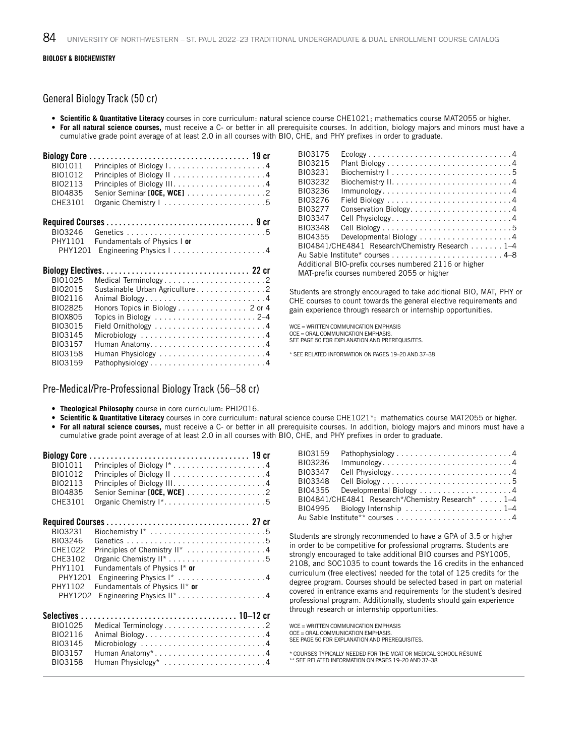**BIOLOGY & BIOCHEMISTRY**

## General Biology Track (50 cr)

- **Scientific & Quantitative Literacy** courses in core curriculum: natural science course CHE1021; mathematics course MAT2055 or higher.
- **For all natural science courses,** must receive a C- or better in all prerequisite courses. In addition, biology majors and minors must have a cumulative grade point average of at least 2.0 in all courses with BIO, CHE, and PHY prefixes in order to graduate.

**Biology Core . . . 19 cr**

| | | |
|---|---|---|
| BIO1011 | Principles of Biology I | 4 |
| BIO1012 | Principles of Biology II | 4 |
| BIO2113 | Principles of Biology III | 4 |
| BIO4835 | Senior Seminar **[OCE, WCE]** | 2 |
| CHE3101 | Organic Chemistry I | 5 |

**Required Courses . . . 9 cr**

| | | |
|---|---|---|
| BIO3246 | Genetics | 5 |
| PHY1101 | Fundamentals of Physics I **or** | |
| PHY1201 | Engineering Physics I | 4 |

**Biology Electives . . . 22 cr**

| | | |
|---|---|---|
| BIO1025 | Medical Terminology | 2 |
| BIO2015 | Sustainable Urban Agriculture | 2 |
| BIO2116 | Animal Biology | 4 |
| BIO2825 | Honors Topics in Biology | 2 or 4 |
| BIOX805 | Topics in Biology | 2–4 |
| BIO3015 | Field Ornithology | 4 |
| BIO3145 | Microbiology | 4 |
| BIO3157 | Human Anatomy | 4 |
| BIO3158 | Human Physiology | 4 |
| BIO3159 | Pathophysiology | 4 |
| BIO3175 | Ecology | 4 |
| BIO3215 | Plant Biology | 4 |
| BIO3231 | Biochemistry I | 5 |
| BIO3232 | Biochemistry II | 4 |
| BIO3236 | Immunology | 4 |
| BIO3276 | Field Biology | 4 |
| BIO3277 | Conservation Biology | 4 |
| BIO3347 | Cell Physiology | 4 |
| BIO3348 | Cell Biology | 5 |
| BIO4355 | Developmental Biology | 4 |
| BIO4841/CHE4841 | Research/Chemistry Research | 1–4 |
| | Au Sable Institute* courses | 4–8 |
| | Additional BIO-prefix courses numbered 2116 or higher | |
| | MAT-prefix courses numbered 2055 or higher | |

Students are strongly encouraged to take additional BIO, MAT, PHY or CHE courses to count towards the general elective requirements and gain experience through research or internship opportunities.

WCE = WRITTEN COMMUNICATION EMPHASIS
OCE = ORAL COMMUNICATION EMPHASIS.
SEE PAGE 50 FOR EXPLANATION AND PREREQUISITES.

* SEE RELATED INFORMATION ON PAGES 19–20 AND 37–38

## Pre-Medical/Pre-Professional Biology Track (56–58 cr)

- **Theological Philosophy** course in core curriculum: PHI2016.
- **Scientific & Quantitative Literacy** courses in core curriculum: natural science course CHE1021*; mathematics course MAT2055 or higher.
- **For all natural science courses,** must receive a C- or better in all prerequisite courses. In addition, biology majors and minors must have a cumulative grade point average of at least 2.0 in all courses with BIO, CHE, and PHY prefixes in order to graduate.

**Biology Core . . . 19 cr**

| | | |
|---|---|---|
| BIO1011 | Principles of Biology I* | 4 |
| BIO1012 | Principles of Biology II | 4 |
| BIO2113 | Principles of Biology III | 4 |
| BIO4835 | Senior Seminar **[OCE, WCE]** | 2 |
| CHE3101 | Organic Chemistry I* | 5 |

**Required Courses . . . 27 cr**

| | | |
|---|---|---|
| BIO3231 | Biochemistry I* | 5 |
| BIO3246 | Genetics | 5 |
| CHE1022 | Principles of Chemistry II* | 4 |
| CHE3102 | Organic Chemistry II* | 5 |
| PHY1101 | Fundamentals of Physics I* **or** | |
| PHY1201 | Engineering Physics I* | 4 |
| PHY1102 | Fundamentals of Physics II* **or** | |
| PHY1202 | Engineering Physics II* | 4 |

**Selectives . . . 10–12 cr**

| | | |
|---|---|---|
| BIO1025 | Medical Terminology | 2 |
| BIO2116 | Animal Biology | 4 |
| BIO3145 | Microbiology | 4 |
| BIO3157 | Human Anatomy* | 4 |
| BIO3158 | Human Physiology* | 4 |
| BIO3159 | Pathophysiology | 4 |
| BIO3236 | Immunology | 4 |
| BIO3347 | Cell Physiology | 4 |
| BIO3348 | Cell Biology | 5 |
| BIO4355 | Developmental Biology | 4 |
| BIO4841/CHE4841 | Research*/Chemistry Research* | 1–4 |
| BIO4995 | Biology Internship | 1–4 |
| | Au Sable Institute** courses | 4 |

Students are strongly recommended to have a GPA of 3.5 or higher in order to be competitive for professional programs. Students are strongly encouraged to take additional BIO courses and PSY1005, 2108, and SOC1035 to count towards the 16 credits in the enhanced curriculum (free electives) needed for the total of 125 credits for the degree program. Courses should be selected based in part on material covered in entrance exams and requirements for the student's desired professional program. Additionally, students should gain experience through research or internship opportunities.

WCE = WRITTEN COMMUNICATION EMPHASIS
OCE = ORAL COMMUNICATION EMPHASIS.
SEE PAGE 50 FOR EXPLANATION AND PREREQUISITES.

* COURSES TYPICALLY NEEDED FOR THE MCAT OR MEDICAL SCHOOL RÉSUMÉ
** SEE RELATED INFORMATION ON PAGES 19–20 AND 37–38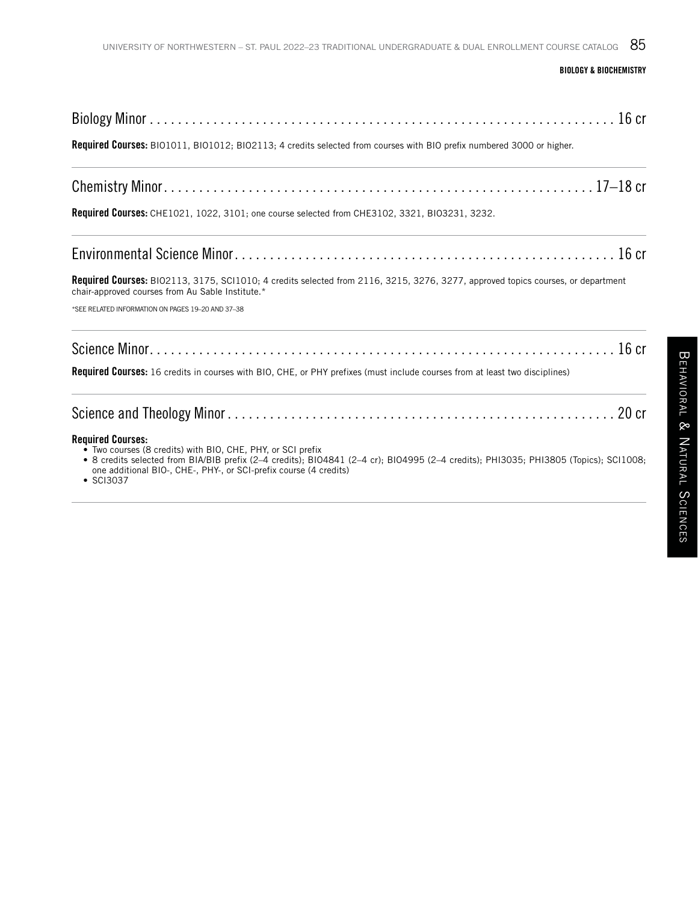## Biology Minor . . . . . . . . . . . . . . . . . . . . . . . . . . . . . . . . . . . . . . . . . . . . . . . . . . . . . . . . . . . . . . . 16 cr

**Required Courses:** BIO1011, BIO1012; BIO2113; 4 credits selected from courses with BIO prefix numbered 3000 or higher.

---

## Chemistry Minor. . . . . . . . . . . . . . . . . . . . . . . . . . . . . . . . . . . . . . . . . . . . . . . . . . . . . . . . . . . . 17–18 cr

**Required Courses:** CHE1021, 1022, 3101; one course selected from CHE3102, 3321, BIO3231, 3232.

---

## Environmental Science Minor. . . . . . . . . . . . . . . . . . . . . . . . . . . . . . . . . . . . . . . . . . . . . . . . . . . . . . 16 cr

**Required Courses:** BIO2113, 3175, SCI1010; 4 credits selected from 2116, 3215, 3276, 3277, approved topics courses, or department chair-approved courses from Au Sable Institute.*

*SEE RELATED INFORMATION ON PAGES 19–20 AND 37–38

---

## Science Minor. . . . . . . . . . . . . . . . . . . . . . . . . . . . . . . . . . . . . . . . . . . . . . . . . . . . . . . . . . . . . . . . 16 cr

**Required Courses:** 16 credits in courses with BIO, CHE, or PHY prefixes (must include courses from at least two disciplines)

---

## Science and Theology Minor . . . . . . . . . . . . . . . . . . . . . . . . . . . . . . . . . . . . . . . . . . . . . . . . . . . . . . 20 cr

**Required Courses:**

- Two courses (8 credits) with BIO, CHE, PHY, or SCI prefix
- 8 credits selected from BIA/BIB prefix (2–4 credits); BIO4841 (2–4 cr); BIO4995 (2–4 credits); PHI3035; PHI3805 (Topics); SCI1008; one additional BIO-, CHE-, PHY-, or SCI-prefix course (4 credits)
- SCI3037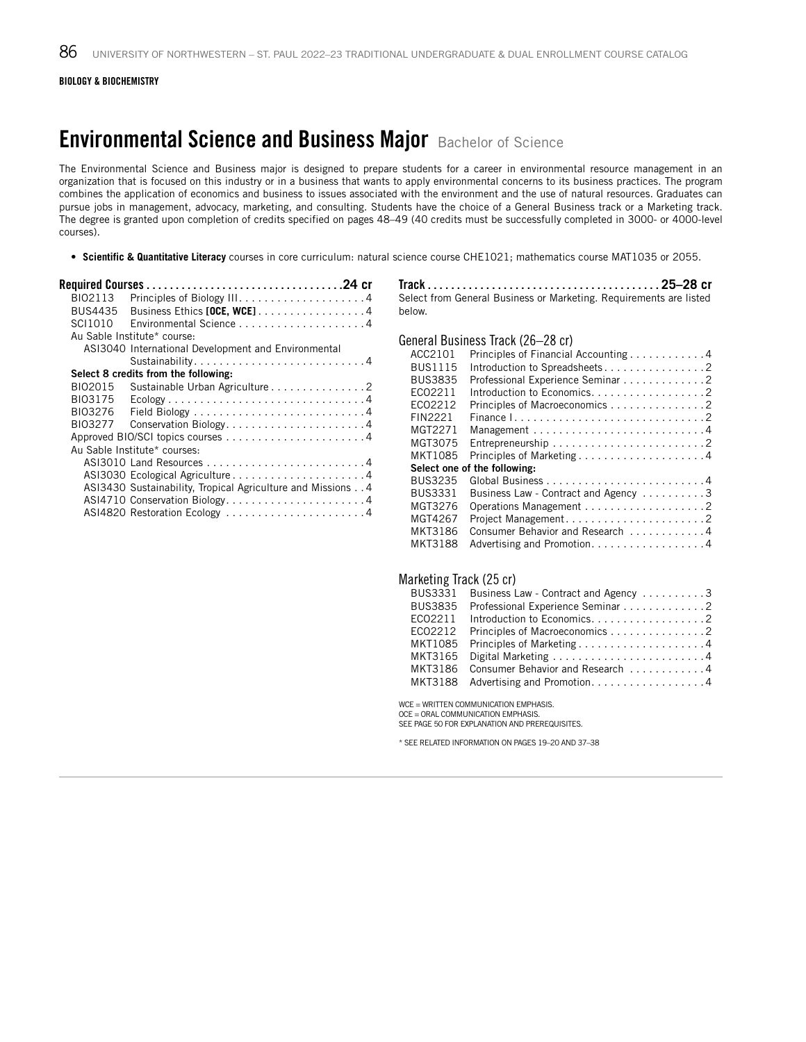BIOLOGY & BIOCHEMISTRY

# Environmental Science and Business Major Bachelor of Science

The Environmental Science and Business major is designed to prepare students for a career in environmental resource management in an organization that is focused on this industry or in a business that wants to apply environmental concerns to its business practices. The program combines the application of economics and business to issues associated with the environment and the use of natural resources. Graduates can pursue jobs in management, advocacy, marketing, and consulting. Students have the choice of a General Business track or a Marketing track. The degree is granted upon completion of credits specified on pages 48–49 (40 credits must be successfully completed in 3000- or 4000-level courses).

- **Scientific & Quantitative Literacy** courses in core curriculum: natural science course CHE1021; mathematics course MAT1035 or 2055.

## Required Courses .................................24 cr

| | | |
|---|---|---|
| BIO2113 | Principles of Biology III | 4 |
| BUS4435 | Business Ethics **[OCE, WCE]** | 4 |
| SCI1010 | Environmental Science | 4 |
| Au Sable Institute* course: | | |
| ASI3040 | International Development and Environmental Sustainability | 4 |
| **Select 8 credits from the following:** | | |
| BIO2015 | Sustainable Urban Agriculture | 2 |
| BIO3175 | Ecology | 4 |
| BIO3276 | Field Biology | 4 |
| BIO3277 | Conservation Biology | 4 |
| Approved BIO/SCI topics courses | | 4 |
| Au Sable Institute* courses: | | |
| ASI3010 | Land Resources | 4 |
| ASI3030 | Ecological Agriculture | 4 |
| ASI3430 | Sustainability, Tropical Agriculture and Missions | 4 |
| ASI4710 | Conservation Biology | 4 |
| ASI4820 | Restoration Ecology | 4 |

## Track .......................................25–28 cr

Select from General Business or Marketing. Requirements are listed below.

### General Business Track (26–28 cr)

| | | |
|---|---|---|
| ACC2101 | Principles of Financial Accounting | 4 |
| BUS1115 | Introduction to Spreadsheets | 2 |
| BUS3835 | Professional Experience Seminar | 2 |
| ECO2211 | Introduction to Economics | 2 |
| ECO2212 | Principles of Macroeconomics | 2 |
| FIN2221 | Finance I | 2 |
| MGT2271 | Management | 4 |
| MGT3075 | Entrepreneurship | 2 |
| MKT1085 | Principles of Marketing | 4 |
| **Select one of the following:** | | |
| BUS3235 | Global Business | 4 |
| BUS3331 | Business Law - Contract and Agency | 3 |
| MGT3276 | Operations Management | 2 |
| MGT4267 | Project Management | 2 |
| MKT3186 | Consumer Behavior and Research | 4 |
| MKT3188 | Advertising and Promotion | 4 |

### Marketing Track (25 cr)

| | | |
|---|---|---|
| BUS3331 | Business Law - Contract and Agency | 3 |
| BUS3835 | Professional Experience Seminar | 2 |
| ECO2211 | Introduction to Economics | 2 |
| ECO2212 | Principles of Macroeconomics | 2 |
| MKT1085 | Principles of Marketing | 4 |
| MKT3165 | Digital Marketing | 4 |
| MKT3186 | Consumer Behavior and Research | 4 |
| MKT3188 | Advertising and Promotion | 4 |

WCE = WRITTEN COMMUNICATION EMPHASIS.
OCE = ORAL COMMUNICATION EMPHASIS.
SEE PAGE 50 FOR EXPLANATION AND PREREQUISITES.

* SEE RELATED INFORMATION ON PAGES 19–20 AND 37–38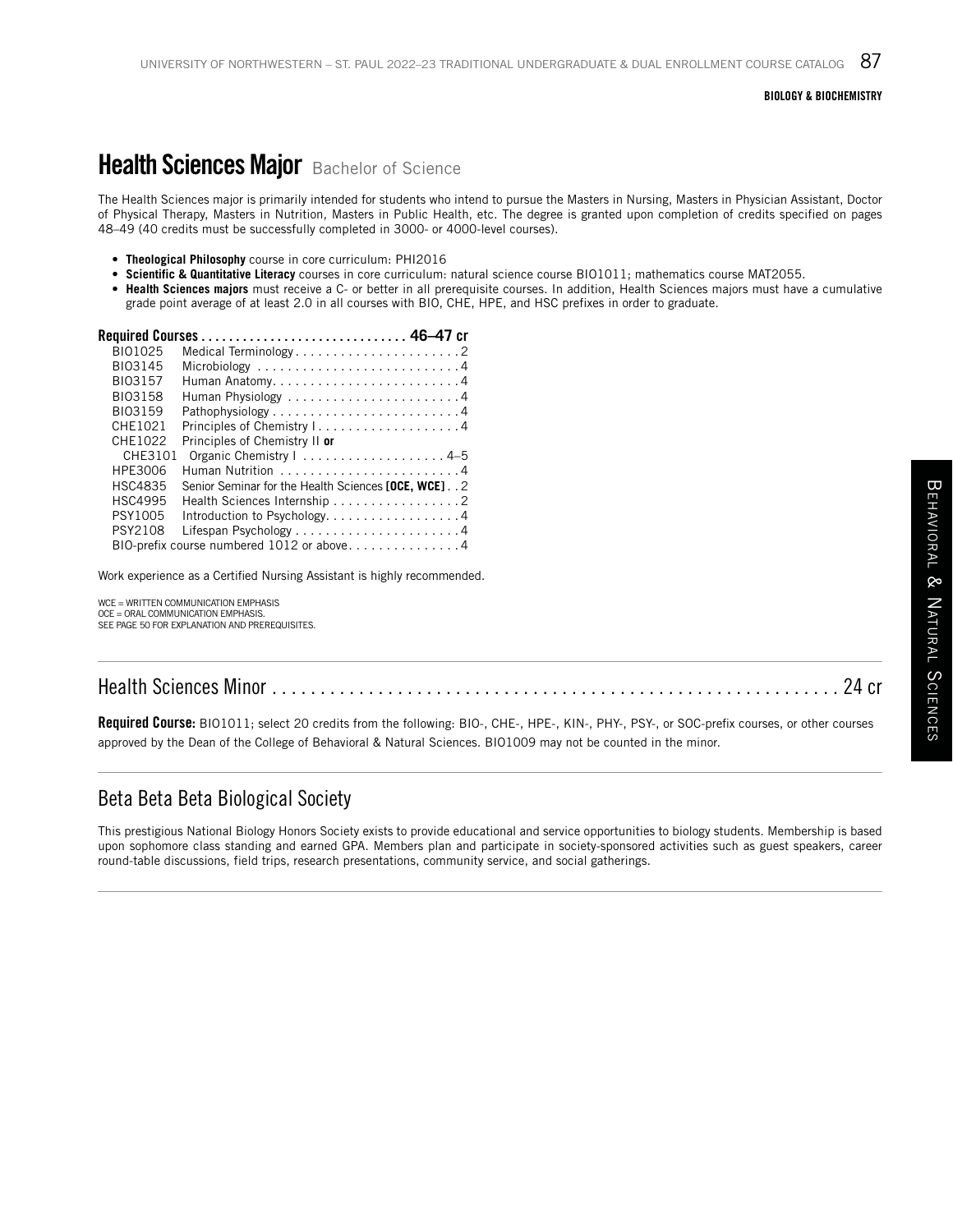# Health Sciences Major Bachelor of Science

The Health Sciences major is primarily intended for students who intend to pursue the Masters in Nursing, Masters in Physician Assistant, Doctor of Physical Therapy, Masters in Nutrition, Masters in Public Health, etc. The degree is granted upon completion of credits specified on pages 48–49 (40 credits must be successfully completed in 3000- or 4000-level courses).

- **Theological Philosophy** course in core curriculum: PHI2016
- **Scientific & Quantitative Literacy** courses in core curriculum: natural science course BIO1011; mathematics course MAT2055.
- **Health Sciences majors** must receive a C- or better in all prerequisite courses. In addition, Health Sciences majors must have a cumulative grade point average of at least 2.0 in all courses with BIO, CHE, HPE, and HSC prefixes in order to graduate.

**Required Courses . . . . . . . . . . . . . . . . . . . . . . . . . . . . . 46–47 cr**

| | | |
|---|---|---|
| BIO1025 | Medical Terminology | 2 |
| BIO3145 | Microbiology | 4 |
| BIO3157 | Human Anatomy | 4 |
| BIO3158 | Human Physiology | 4 |
| BIO3159 | Pathophysiology | 4 |
| CHE1021 | Principles of Chemistry I | 4 |
| CHE1022 | Principles of Chemistry II **or** | |
| CHE3101 | Organic Chemistry I | 4–5 |
| HPE3006 | Human Nutrition | 4 |
| HSC4835 | Senior Seminar for the Health Sciences **[OCE, WCE]** | 2 |
| HSC4995 | Health Sciences Internship | 2 |
| PSY1005 | Introduction to Psychology | 4 |
| PSY2108 | Lifespan Psychology | 4 |
| BIO-prefix course numbered 1012 or above | | 4 |

Work experience as a Certified Nursing Assistant is highly recommended.

WCE = WRITTEN COMMUNICATION EMPHASIS
OCE = ORAL COMMUNICATION EMPHASIS.
SEE PAGE 50 FOR EXPLANATION AND PREREQUISITES.

## Health Sciences Minor . . . . . . . . . . . . . . . . . . . . . . . . . . . . . . . . . . . . . . . . . . . . . . . . . . . . . . . . . . 24 cr

**Required Course:** BIO1011; select 20 credits from the following: BIO-, CHE-, HPE-, KIN-, PHY-, PSY-, or SOC-prefix courses, or other courses approved by the Dean of the College of Behavioral & Natural Sciences. BIO1009 may not be counted in the minor.

## Beta Beta Beta Biological Society

This prestigious National Biology Honors Society exists to provide educational and service opportunities to biology students. Membership is based upon sophomore class standing and earned GPA. Members plan and participate in society-sponsored activities such as guest speakers, career round-table discussions, field trips, research presentations, community service, and social gatherings.